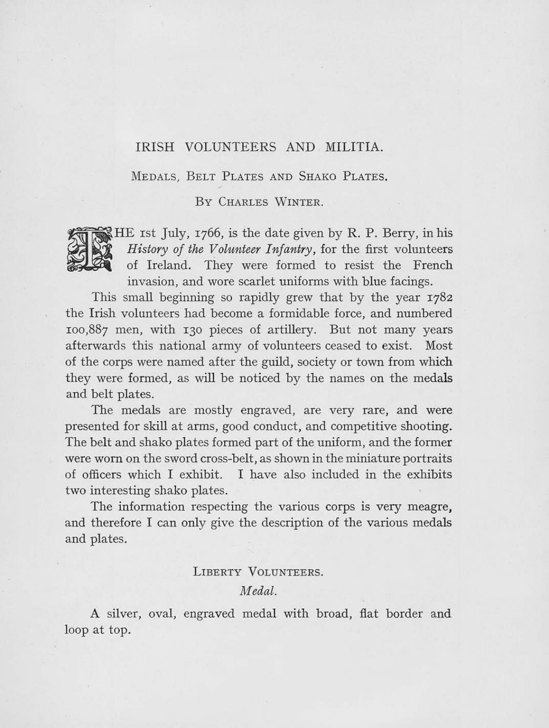# IRISH VOLUNTEERS AND MILITIA.

## Medals, Belt Plates and Shako Plates.

By Charles Winter.

THE 1st July, 1766, is the date given by R. P. Berry, in his *History of the Volunteer Infantry*, for the first volunteers of Ireland. They were formed to resist the French invasion, and wore scarlet uniforms with blue facings.

This small beginning so rapidly grew that by the year 1782 the Irish volunteers had become a formidable force, and numbered 100,887 men, with 130 pieces of artillery. But not many years afterwards this national army of volunteers ceased to exist. Most of the corps were named after the guild, society or town from which they were formed, as will be noticed by the names on the medals and belt plates.

The medals are mostly engraved, are very rare, and were presented for skill at arms, good conduct, and competitive shooting. The belt and shako plates formed part of the uniform, and the former were worn on the sword cross-belt, as shown in the miniature portraits of officers which I exhibit. I have also included in the exhibits two interesting shako plates.

The information respecting the various corps is very meagre, and therefore I can only give the description of the various medals and plates.

### Liberty Volunteers.

*Medal.*

A silver, oval, engraved medal with broad, flat border and loop at top.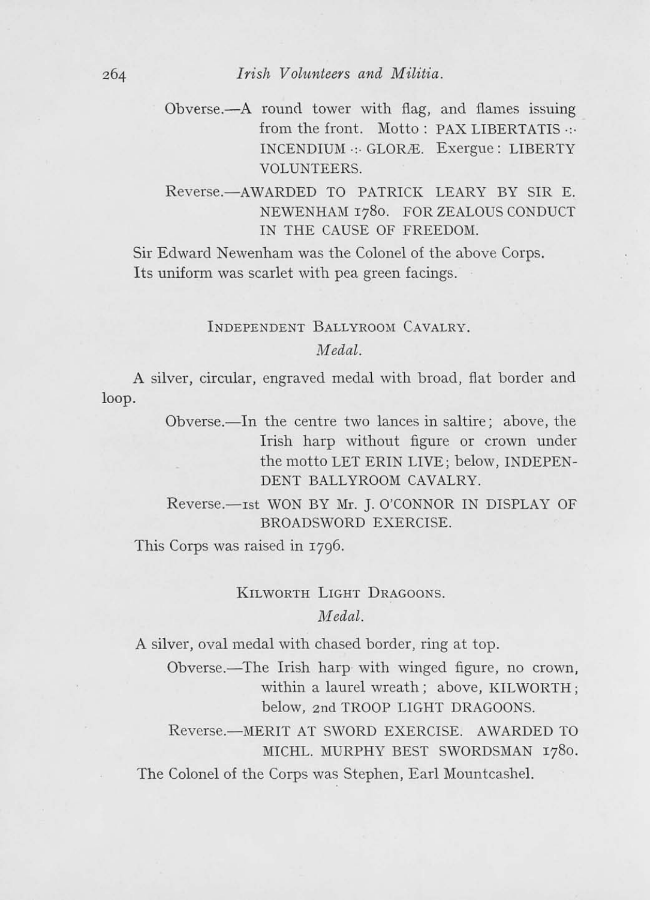Obverse.—A round tower with flag, and flames issuing from the front. Motto : PAX LIBERTATIS ·:· INCENDIUM ·:· GLORÆ. Exergue : LIBERTY VOLUNTEERS.

Reverse.—AWARDED TO PATRICK LEARY BY SIR E. NEWENHAM 1780. FOR ZEALOUS CONDUCT IN THE CAUSE OF FREEDOM.

Sir Edward Newenham was the Colonel of the above Corps. Its uniform was scarlet with pea green facings.

## INDEPENDENT BALLYROOM CAVALRY.

*Medal.*

A silver, circular, engraved medal with broad, flat border and loop.

Obverse.—In the centre two lances in saltire; above, the Irish harp without figure or crown under the motto LET ERIN LIVE; below, INDEPENDENT BALLYROOM CAVALRY.

Reverse.—1st WON BY Mr. J. O'CONNOR IN DISPLAY OF BROADSWORD EXERCISE.

This Corps was raised in 1796.

## KILWORTH LIGHT DRAGOONS.

*Medal.*

A silver, oval medal with chased border, ring at top.

Obverse.—The Irish harp with winged figure, no crown, within a laurel wreath; above, KILWORTH; below, 2nd TROOP LIGHT DRAGOONS.

Reverse.—MERIT AT SWORD EXERCISE. AWARDED TO MICHL. MURPHY BEST SWORDSMAN 1780.

The Colonel of the Corps was Stephen, Earl Mountcashel.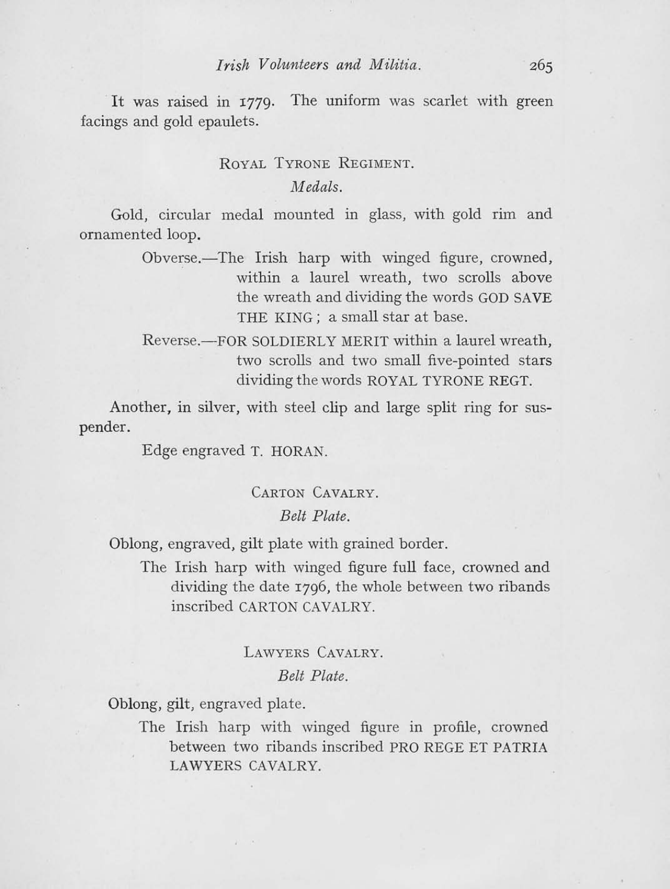It was raised in 1779. The uniform was scarlet with green facings and gold epaulets.

### Royal Tyrone Regiment.

*Medals.*

Gold, circular medal mounted in glass, with gold rim and ornamented loop.

> Obverse.—The Irish harp with winged figure, crowned, within a laurel wreath, two scrolls above the wreath and dividing the words GOD SAVE THE KING; a small star at base.
>
> Reverse.—FOR SOLDIERLY MERIT within a laurel wreath, two scrolls and two small five-pointed stars dividing the words ROYAL TYRONE REGT.

Another, in silver, with steel clip and large split ring for suspender.

> Edge engraved T. HORAN.

### Carton Cavalry.

*Belt Plate.*

Oblong, engraved, gilt plate with grained border.

> The Irish harp with winged figure full face, crowned and dividing the date 1796, the whole between two ribands inscribed CARTON CAVALRY.

### Lawyers Cavalry.

*Belt Plate.*

Oblong, gilt, engraved plate.

> The Irish harp with winged figure in profile, crowned between two ribands inscribed PRO REGE ET PATRIA LAWYERS CAVALRY.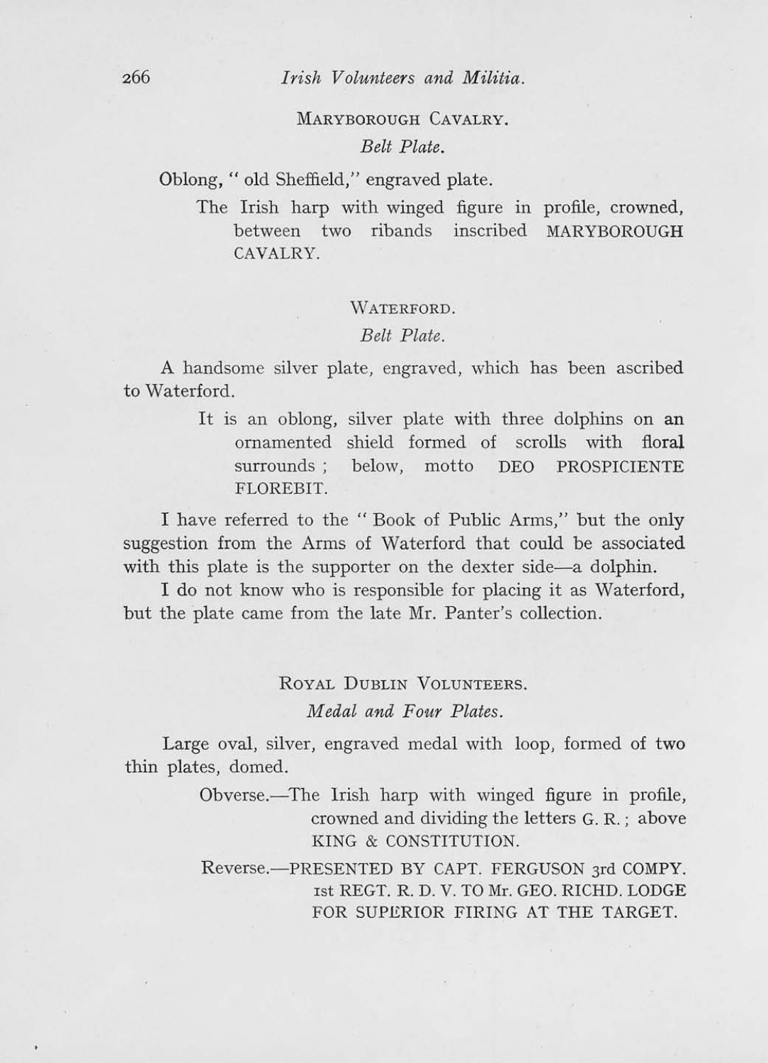## Maryborough Cavalry.

*Belt Plate.*

Oblong, " old Sheffield," engraved plate.

> The Irish harp with winged figure in profile, crowned, between two ribands inscribed MARYBOROUGH CAVALRY.

## Waterford.

*Belt Plate.*

A handsome silver plate, engraved, which has been ascribed to Waterford.

> It is an oblong, silver plate with three dolphins on an ornamented shield formed of scrolls with floral surrounds ; below, motto DEO PROSPICIENTE FLOREBIT.

I have referred to the " Book of Public Arms," but the only suggestion from the Arms of Waterford that could be associated with this plate is the supporter on the dexter side—a dolphin.

I do not know who is responsible for placing it as Waterford, but the plate came from the late Mr. Panter's collection.

## Royal Dublin Volunteers.

*Medal and Four Plates.*

Large oval, silver, engraved medal with loop, formed of two thin plates, domed.

> Obverse.—The Irish harp with winged figure in profile, crowned and dividing the letters G. R. ; above KING & CONSTITUTION.
>
> Reverse.—PRESENTED BY CAPT. FERGUSON 3rd COMPY. 1st REGT. R. D. V. TO Mr. GEO. RICHD. LODGE FOR SUPERIOR FIRING AT THE TARGET.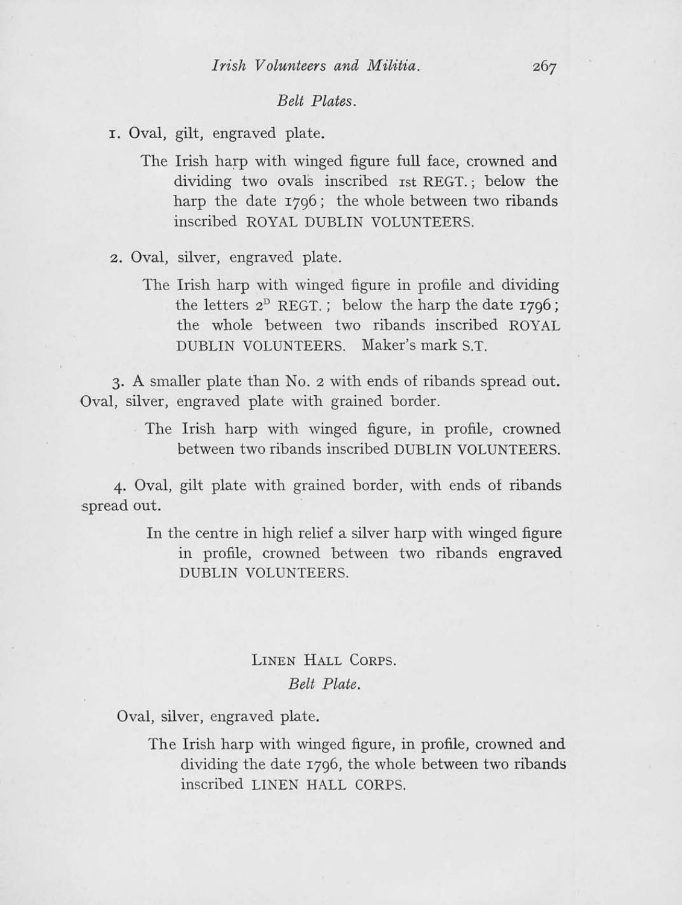*Belt Plates.*

1. Oval, gilt, engraved plate.

   The Irish harp with winged figure full face, crowned and dividing two ovals inscribed 1st REGT.; below the harp the date 1796; the whole between two ribands inscribed ROYAL DUBLIN VOLUNTEERS.

2. Oval, silver, engraved plate.

   The Irish harp with winged figure in profile and dividing the letters 2D REGT.; below the harp the date 1796; the whole between two ribands inscribed ROYAL DUBLIN VOLUNTEERS. Maker's mark S.T.

3. A smaller plate than No. 2 with ends of ribands spread out. Oval, silver, engraved plate with grained border.

   The Irish harp with winged figure, in profile, crowned between two ribands inscribed DUBLIN VOLUNTEERS.

4. Oval, gilt plate with grained border, with ends of ribands spread out.

   In the centre in high relief a silver harp with winged figure in profile, crowned between two ribands engraved DUBLIN VOLUNTEERS.

## Linen Hall Corps.

*Belt Plate.*

Oval, silver, engraved plate.

The Irish harp with winged figure, in profile, crowned and dividing the date 1796, the whole between two ribands inscribed LINEN HALL CORPS.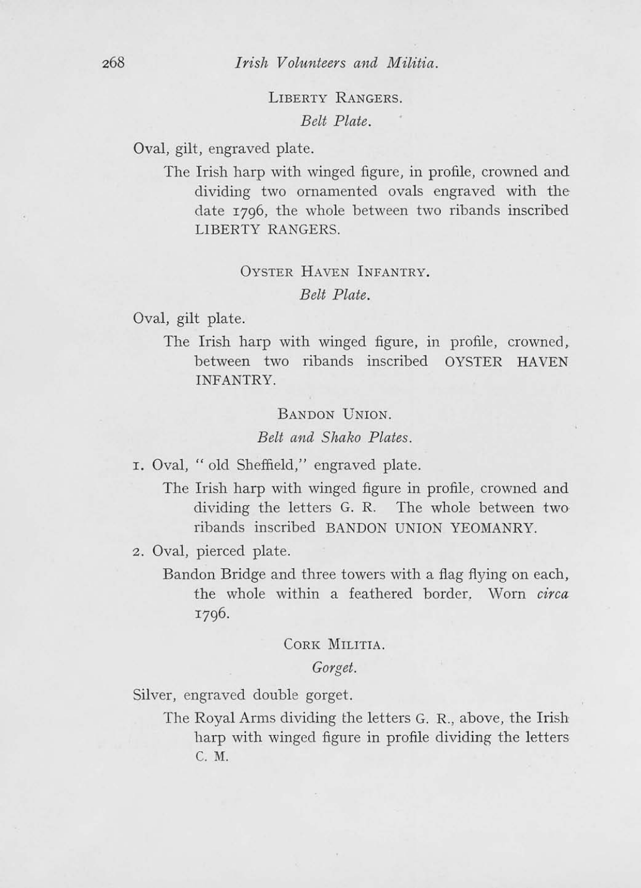## Liberty Rangers.

*Belt Plate.*

Oval, gilt, engraved plate.

The Irish harp with winged figure, in profile, crowned and dividing two ornamented ovals engraved with the date 1796, the whole between two ribands inscribed LIBERTY RANGERS.

## Oyster Haven Infantry.

*Belt Plate.*

Oval, gilt plate.

The Irish harp with winged figure, in profile, crowned, between two ribands inscribed OYSTER HAVEN INFANTRY.

## Bandon Union.

*Belt and Shako Plates.*

1. Oval, " old Sheffield," engraved plate.

   The Irish harp with winged figure in profile, crowned and dividing the letters G. R. The whole between two ribands inscribed BANDON UNION YEOMANRY.

2. Oval, pierced plate.

   Bandon Bridge and three towers with a flag flying on each, the whole within a feathered border. Worn *circa* 1796.

## Cork Militia.

*Gorget.*

Silver, engraved double gorget.

The Royal Arms dividing the letters G. R., above, the Irish harp with winged figure in profile dividing the letters C. M.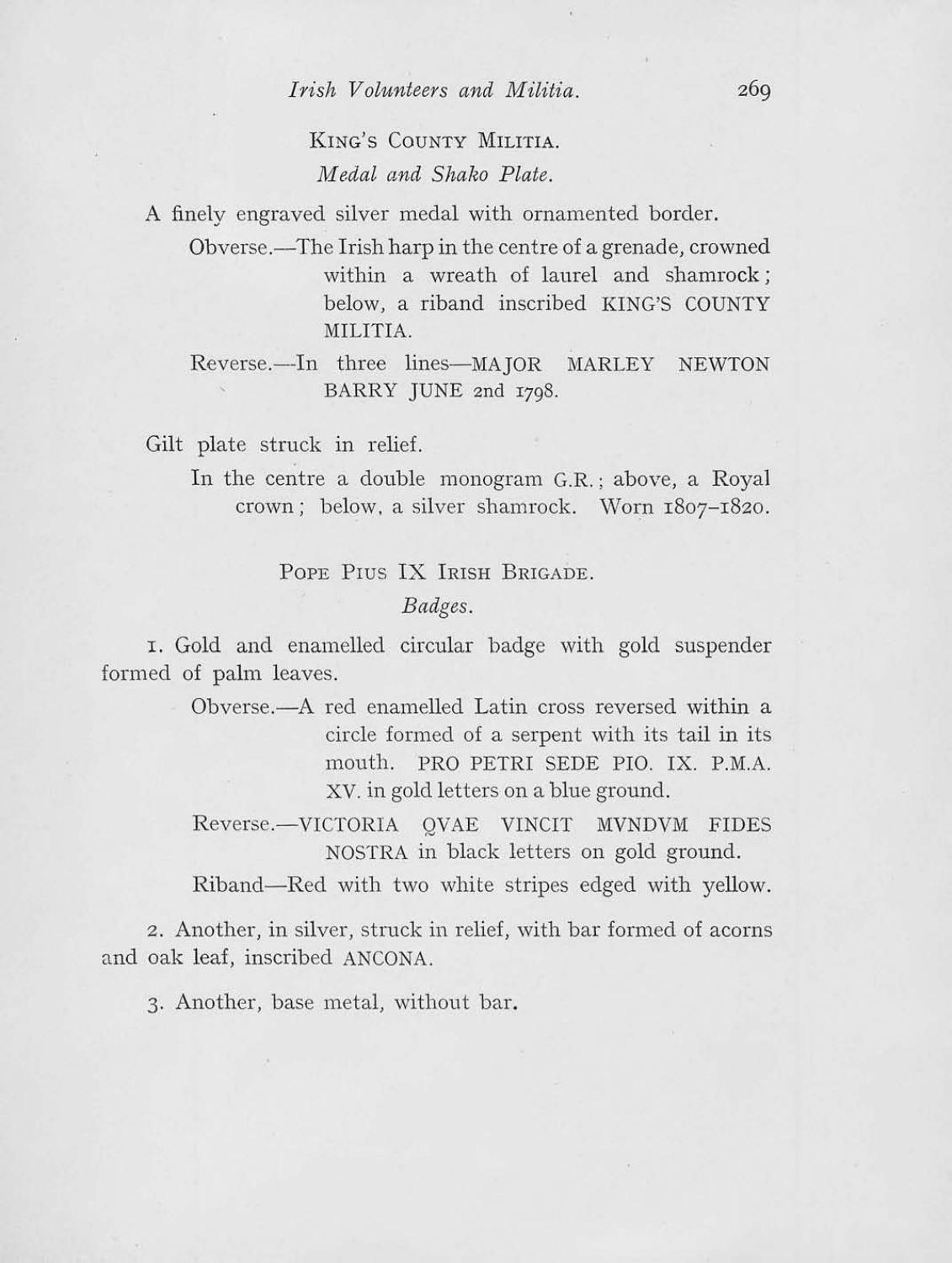## King's County Militia.

*Medal and Shako Plate.*

A finely engraved silver medal with ornamented border.

Obverse.—The Irish harp in the centre of a grenade, crowned within a wreath of laurel and shamrock; below, a riband inscribed KING'S COUNTY MILITIA.

Reverse.—In three lines—MAJOR MARLEY NEWTON BARRY JUNE 2nd 1798.

Gilt plate struck in relief.

In the centre a double monogram G.R.; above, a Royal crown; below, a silver shamrock. Worn 1807–1820.

## Pope Pius IX Irish Brigade.

*Badges.*

1. Gold and enamelled circular badge with gold suspender formed of palm leaves.

Obverse.—A red enamelled Latin cross reversed within a circle formed of a serpent with its tail in its mouth. PRO PETRI SEDE PIO. IX. P.M.A. XV. in gold letters on a blue ground.

Reverse.—VICTORIA QVAE VINCIT MVNDVM FIDES NOSTRA in black letters on gold ground.

Riband—Red with two white stripes edged with yellow.

2. Another, in silver, struck in relief, with bar formed of acorns and oak leaf, inscribed ANCONA.

3. Another, base metal, without bar.